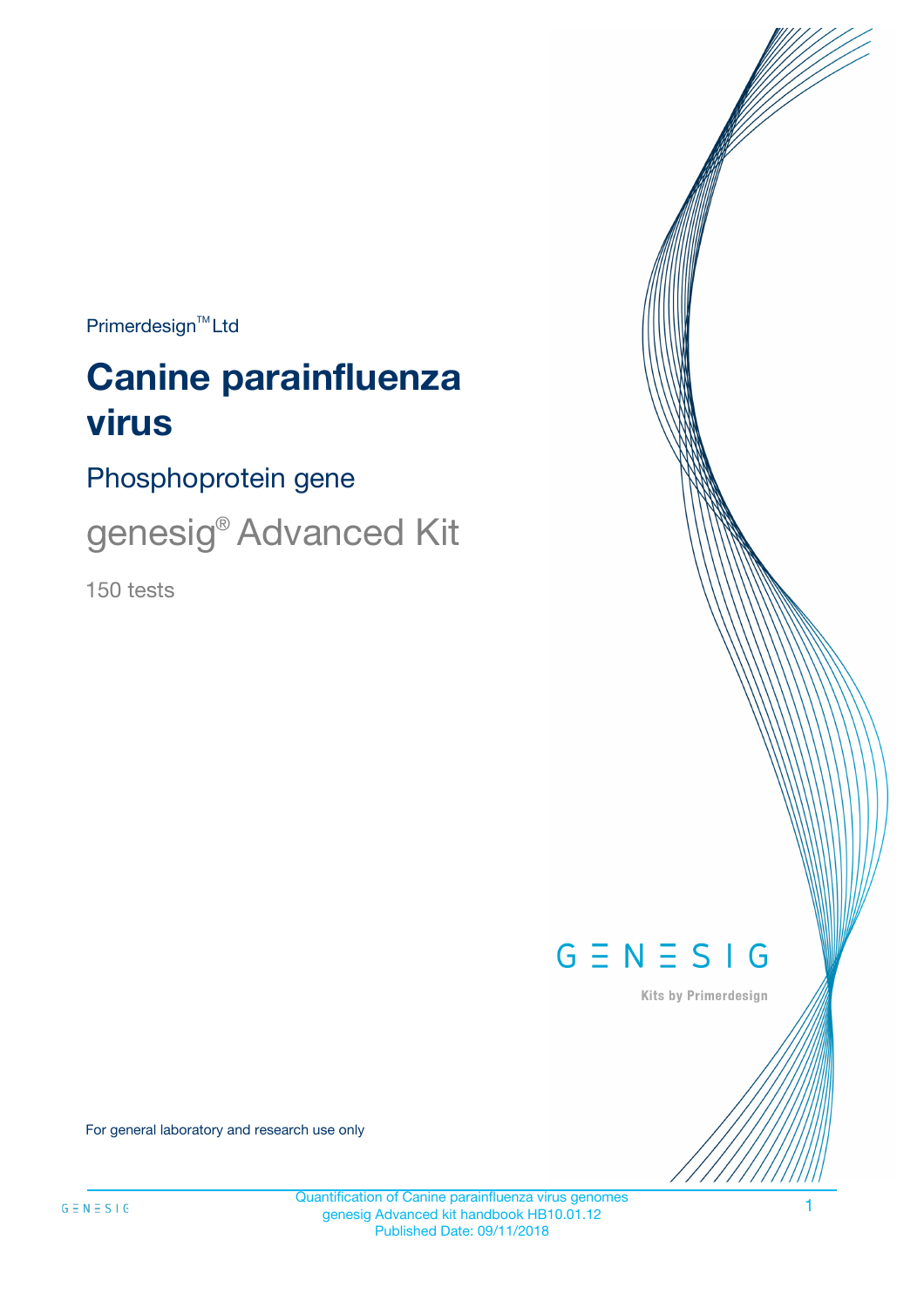Primerdesign™ Ltd

# Canine parainfluenza virus

## Phosphoprotein gene

## genesig® Advanced Kit

150 tests

GENESIG

Kits by Primerdesign

For general laboratory and research use only

Quantification of Canine parainfluenza virus genomes
genesig Advanced kit handbook HB10.01.12
Published Date: 09/11/2018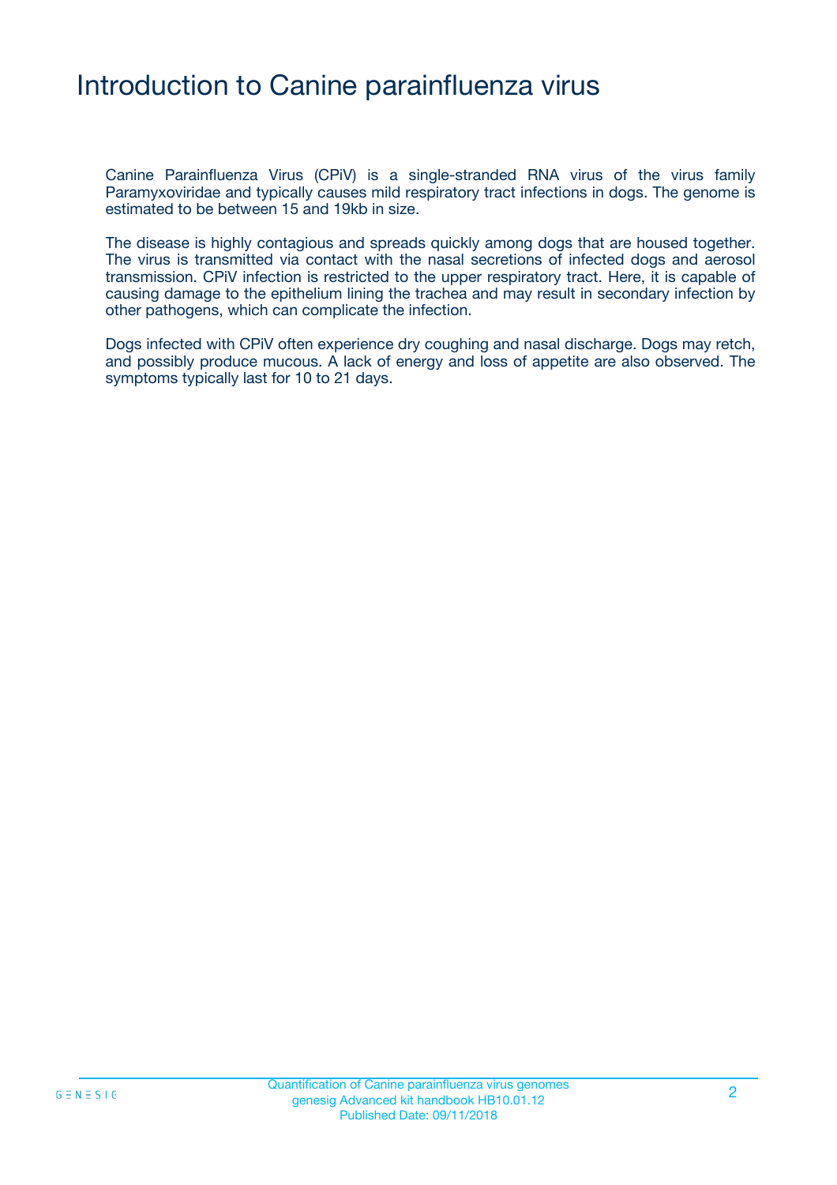# Introduction to Canine parainfluenza virus

Canine Parainfluenza Virus (CPiV) is a single-stranded RNA virus of the virus family Paramyxoviridae and typically causes mild respiratory tract infections in dogs. The genome is estimated to be between 15 and 19kb in size.

The disease is highly contagious and spreads quickly among dogs that are housed together. The virus is transmitted via contact with the nasal secretions of infected dogs and aerosol transmission. CPiV infection is restricted to the upper respiratory tract. Here, it is capable of causing damage to the epithelium lining the trachea and may result in secondary infection by other pathogens, which can complicate the infection.

Dogs infected with CPiV often experience dry coughing and nasal discharge. Dogs may retch, and possibly produce mucous. A lack of energy and loss of appetite are also observed. The symptoms typically last for 10 to 21 days.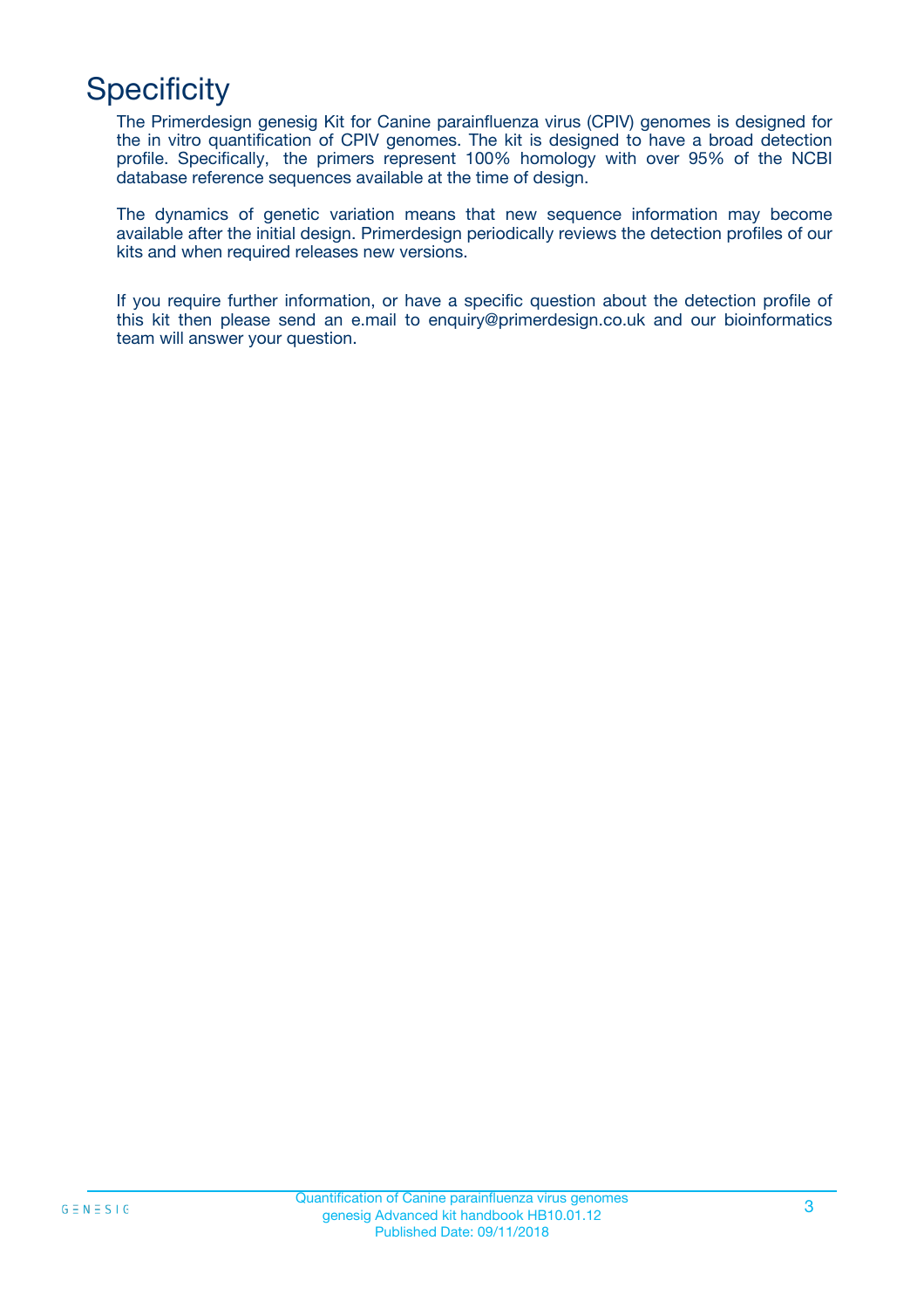# Specificity

The Primerdesign genesig Kit for Canine parainfluenza virus (CPIV) genomes is designed for the in vitro quantification of CPIV genomes. The kit is designed to have a broad detection profile. Specifically, the primers represent 100% homology with over 95% of the NCBI database reference sequences available at the time of design.

The dynamics of genetic variation means that new sequence information may become available after the initial design. Primerdesign periodically reviews the detection profiles of our kits and when required releases new versions.

If you require further information, or have a specific question about the detection profile of this kit then please send an e.mail to enquiry@primerdesign.co.uk and our bioinformatics team will answer your question.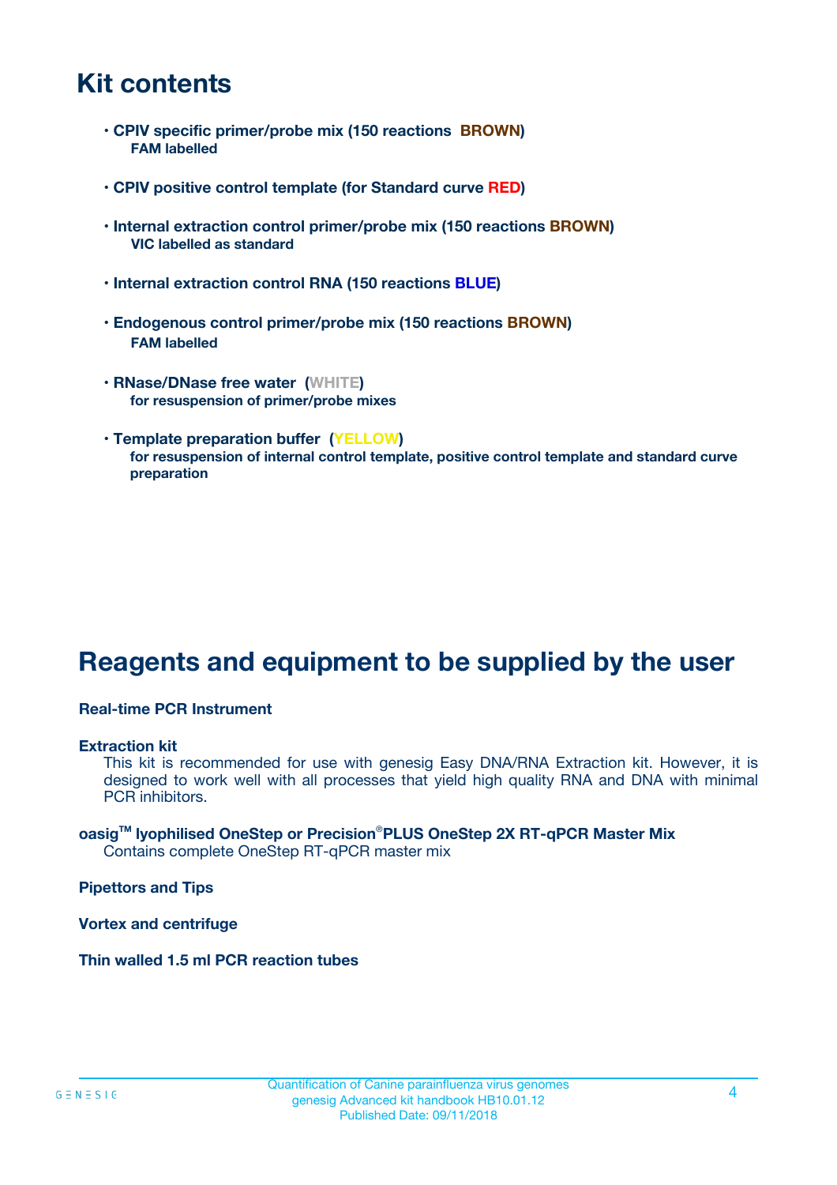# Kit contents

- **CPIV specific primer/probe mix (150 reactions BROWN)**
  **FAM labelled**
- **CPIV positive control template (for Standard curve RED)**
- **Internal extraction control primer/probe mix (150 reactions BROWN)**
  **VIC labelled as standard**
- **Internal extraction control RNA (150 reactions BLUE)**
- **Endogenous control primer/probe mix (150 reactions BROWN)**
  **FAM labelled**
- **RNase/DNase free water (WHITE)**
  **for resuspension of primer/probe mixes**
- **Template preparation buffer (YELLOW)**
  **for resuspension of internal control template, positive control template and standard curve preparation**

# Reagents and equipment to be supplied by the user

**Real-time PCR Instrument**

**Extraction kit**
This kit is recommended for use with genesig Easy DNA/RNA Extraction kit. However, it is designed to work well with all processes that yield high quality RNA and DNA with minimal PCR inhibitors.

**oasig™ lyophilised OneStep or Precision®PLUS OneStep 2X RT-qPCR Master Mix**
Contains complete OneStep RT-qPCR master mix

**Pipettors and Tips**

**Vortex and centrifuge**

**Thin walled 1.5 ml PCR reaction tubes**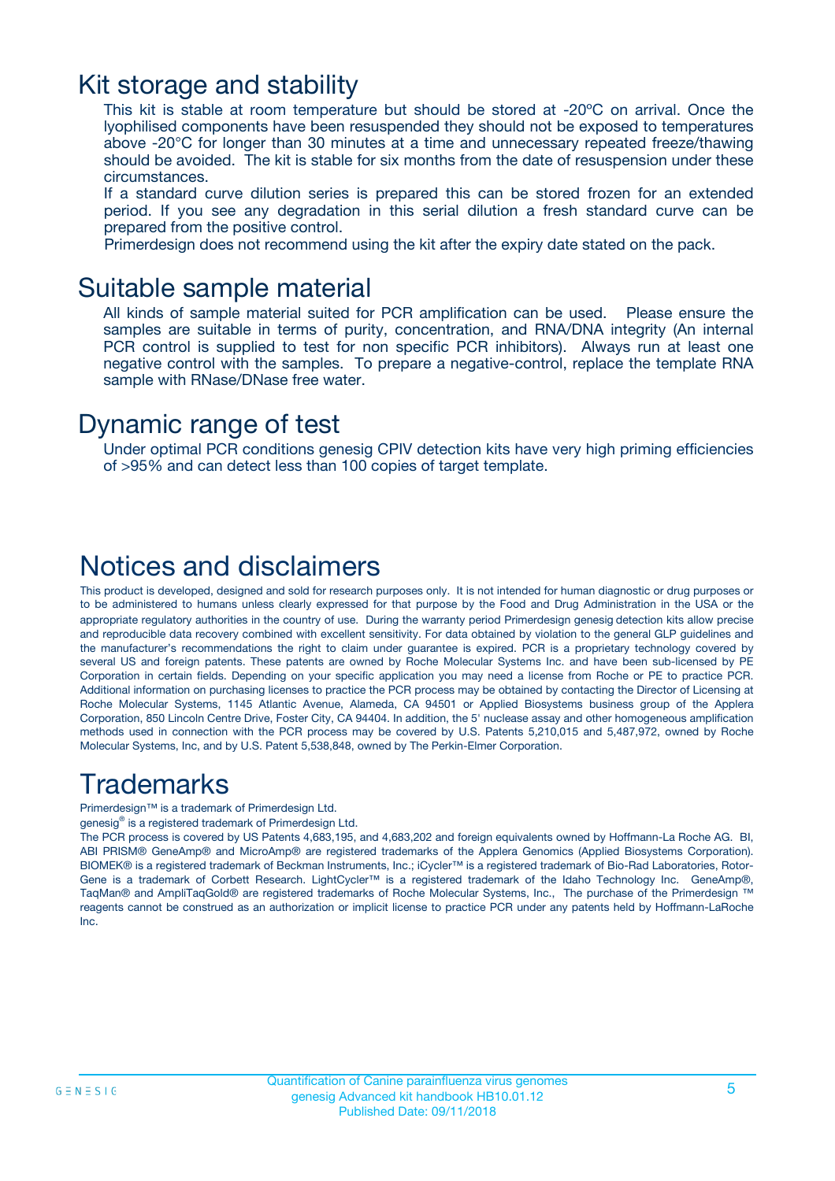## Kit storage and stability

This kit is stable at room temperature but should be stored at -20ºC on arrival. Once the lyophilised components have been resuspended they should not be exposed to temperatures above -20°C for longer than 30 minutes at a time and unnecessary repeated freeze/thawing should be avoided. The kit is stable for six months from the date of resuspension under these circumstances.

If a standard curve dilution series is prepared this can be stored frozen for an extended period. If you see any degradation in this serial dilution a fresh standard curve can be prepared from the positive control.

Primerdesign does not recommend using the kit after the expiry date stated on the pack.

## Suitable sample material

All kinds of sample material suited for PCR amplification can be used. Please ensure the samples are suitable in terms of purity, concentration, and RNA/DNA integrity (An internal PCR control is supplied to test for non specific PCR inhibitors). Always run at least one negative control with the samples. To prepare a negative-control, replace the template RNA sample with RNase/DNase free water.

## Dynamic range of test

Under optimal PCR conditions genesig CPIV detection kits have very high priming efficiencies of >95% and can detect less than 100 copies of target template.

# Notices and disclaimers

This product is developed, designed and sold for research purposes only. It is not intended for human diagnostic or drug purposes or to be administered to humans unless clearly expressed for that purpose by the Food and Drug Administration in the USA or the appropriate regulatory authorities in the country of use. During the warranty period Primerdesign genesig detection kits allow precise and reproducible data recovery combined with excellent sensitivity. For data obtained by violation to the general GLP guidelines and the manufacturer's recommendations the right to claim under guarantee is expired. PCR is a proprietary technology covered by several US and foreign patents. These patents are owned by Roche Molecular Systems Inc. and have been sub-licensed by PE Corporation in certain fields. Depending on your specific application you may need a license from Roche or PE to practice PCR. Additional information on purchasing licenses to practice the PCR process may be obtained by contacting the Director of Licensing at Roche Molecular Systems, 1145 Atlantic Avenue, Alameda, CA 94501 or Applied Biosystems business group of the Applera Corporation, 850 Lincoln Centre Drive, Foster City, CA 94404. In addition, the 5' nuclease assay and other homogeneous amplification methods used in connection with the PCR process may be covered by U.S. Patents 5,210,015 and 5,487,972, owned by Roche Molecular Systems, Inc, and by U.S. Patent 5,538,848, owned by The Perkin-Elmer Corporation.

# Trademarks

Primerdesign™ is a trademark of Primerdesign Ltd.

genesig® is a registered trademark of Primerdesign Ltd.

The PCR process is covered by US Patents 4,683,195, and 4,683,202 and foreign equivalents owned by Hoffmann-La Roche AG. BI, ABI PRISM® GeneAmp® and MicroAmp® are registered trademarks of the Applera Genomics (Applied Biosystems Corporation). BIOMEK® is a registered trademark of Beckman Instruments, Inc.; iCycler™ is a registered trademark of Bio-Rad Laboratories, Rotor-Gene is a trademark of Corbett Research. LightCycler™ is a registered trademark of the Idaho Technology Inc. GeneAmp®, TaqMan® and AmpliTaqGold® are registered trademarks of Roche Molecular Systems, Inc., The purchase of the Primerdesign ™ reagents cannot be construed as an authorization or implicit license to practice PCR under any patents held by Hoffmann-LaRoche Inc.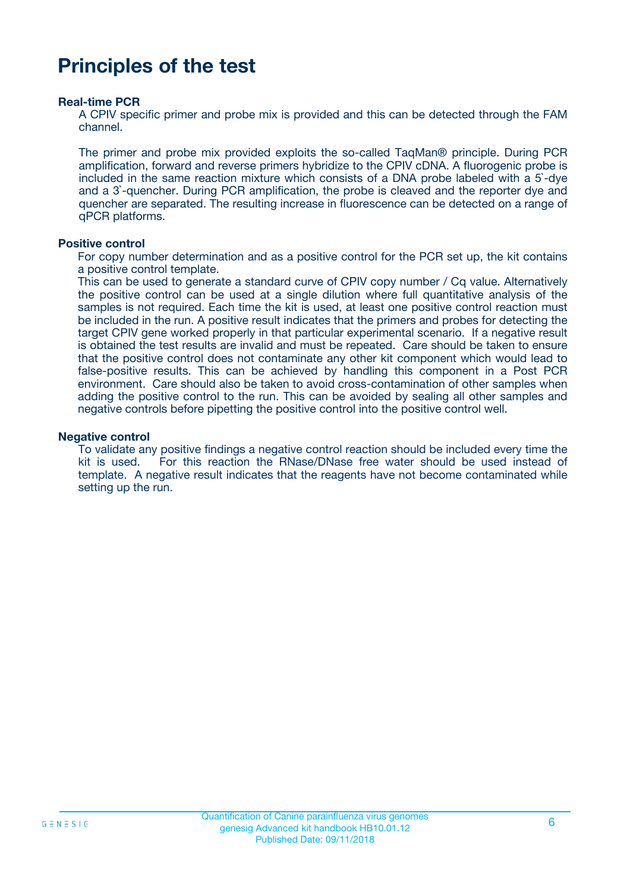# Principles of the test

### Real-time PCR

A CPIV specific primer and probe mix is provided and this can be detected through the FAM channel.

The primer and probe mix provided exploits the so-called TaqMan® principle. During PCR amplification, forward and reverse primers hybridize to the CPIV cDNA. A fluorogenic probe is included in the same reaction mixture which consists of a DNA probe labeled with a 5`-dye and a 3`-quencher. During PCR amplification, the probe is cleaved and the reporter dye and quencher are separated. The resulting increase in fluorescence can be detected on a range of qPCR platforms.

### Positive control

For copy number determination and as a positive control for the PCR set up, the kit contains a positive control template.
This can be used to generate a standard curve of CPIV copy number / Cq value. Alternatively the positive control can be used at a single dilution where full quantitative analysis of the samples is not required. Each time the kit is used, at least one positive control reaction must be included in the run. A positive result indicates that the primers and probes for detecting the target CPIV gene worked properly in that particular experimental scenario. If a negative result is obtained the test results are invalid and must be repeated. Care should be taken to ensure that the positive control does not contaminate any other kit component which would lead to false-positive results. This can be achieved by handling this component in a Post PCR environment. Care should also be taken to avoid cross-contamination of other samples when adding the positive control to the run. This can be avoided by sealing all other samples and negative controls before pipetting the positive control into the positive control well.

### Negative control

To validate any positive findings a negative control reaction should be included every time the kit is used. For this reaction the RNase/DNase free water should be used instead of template. A negative result indicates that the reagents have not become contaminated while setting up the run.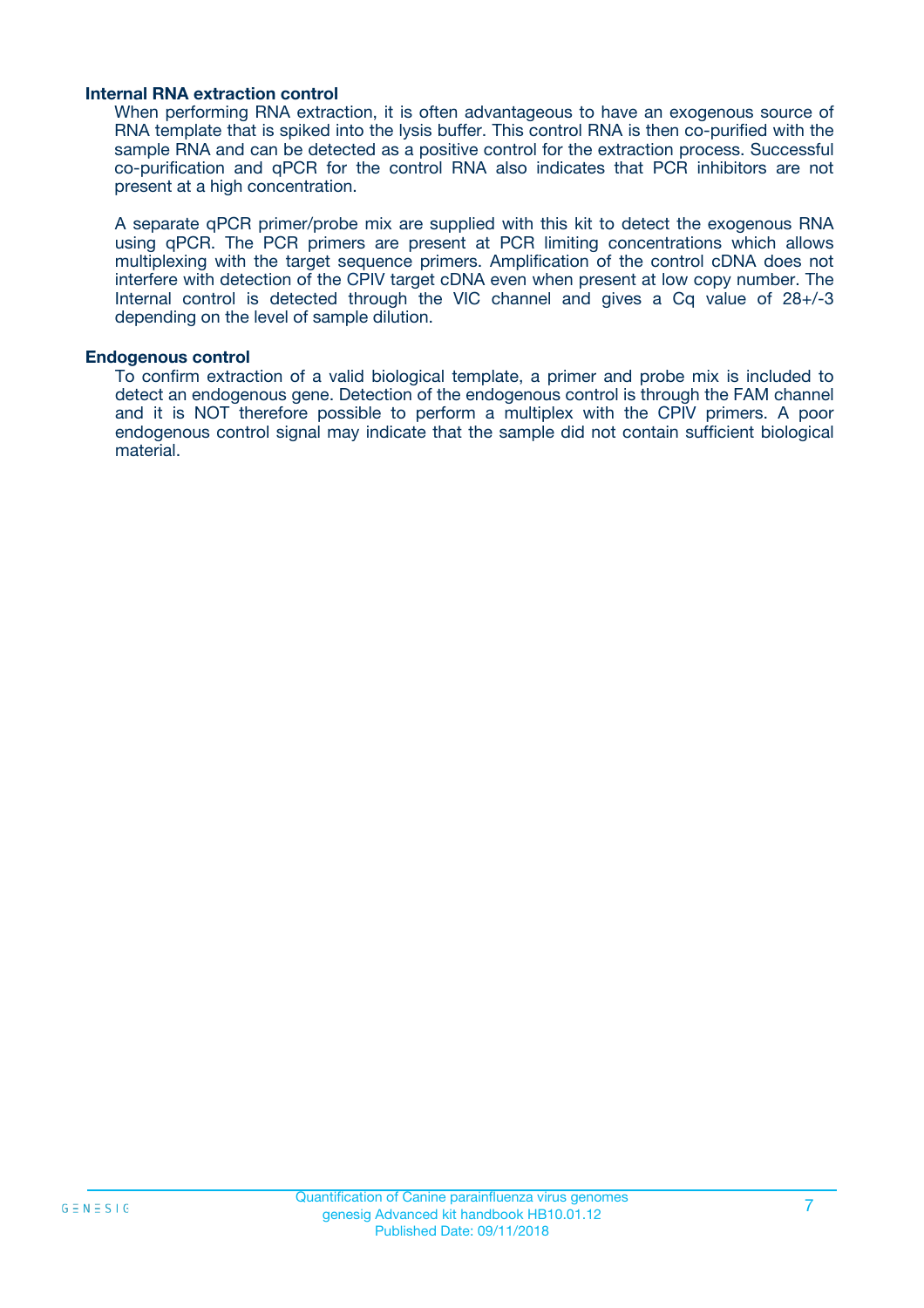### Internal RNA extraction control

When performing RNA extraction, it is often advantageous to have an exogenous source of RNA template that is spiked into the lysis buffer. This control RNA is then co-purified with the sample RNA and can be detected as a positive control for the extraction process. Successful co-purification and qPCR for the control RNA also indicates that PCR inhibitors are not present at a high concentration.

A separate qPCR primer/probe mix are supplied with this kit to detect the exogenous RNA using qPCR. The PCR primers are present at PCR limiting concentrations which allows multiplexing with the target sequence primers. Amplification of the control cDNA does not interfere with detection of the CPIV target cDNA even when present at low copy number. The Internal control is detected through the VIC channel and gives a Cq value of 28+/-3 depending on the level of sample dilution.

### Endogenous control

To confirm extraction of a valid biological template, a primer and probe mix is included to detect an endogenous gene. Detection of the endogenous control is through the FAM channel and it is NOT therefore possible to perform a multiplex with the CPIV primers. A poor endogenous control signal may indicate that the sample did not contain sufficient biological material.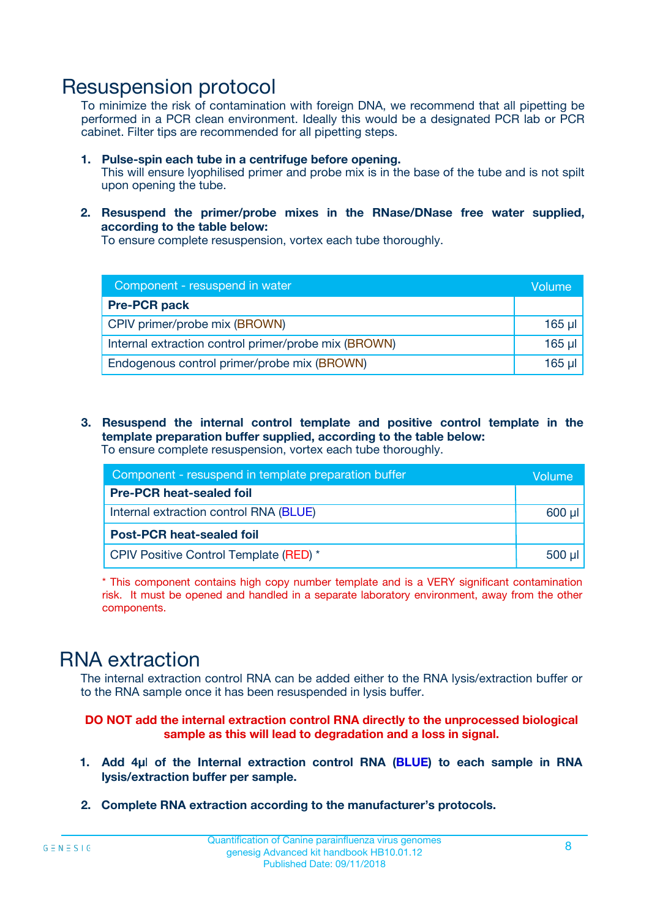# Resuspension protocol

To minimize the risk of contamination with foreign DNA, we recommend that all pipetting be performed in a PCR clean environment. Ideally this would be a designated PCR lab or PCR cabinet. Filter tips are recommended for all pipetting steps.

1. **Pulse-spin each tube in a centrifuge before opening.**
   This will ensure lyophilised primer and probe mix is in the base of the tube and is not spilt upon opening the tube.

2. **Resuspend the primer/probe mixes in the RNase/DNase free water supplied, according to the table below:**
   To ensure complete resuspension, vortex each tube thoroughly.

| Component - resuspend in water | Volume |
|---|---|
| **Pre-PCR pack** | |
| CPIV primer/probe mix (BROWN) | 165 µl |
| Internal extraction control primer/probe mix (BROWN) | 165 µl |
| Endogenous control primer/probe mix (BROWN) | 165 µl |

3. **Resuspend the internal control template and positive control template in the template preparation buffer supplied, according to the table below:**
   To ensure complete resuspension, vortex each tube thoroughly.

| Component - resuspend in template preparation buffer | Volume |
|---|---|
| **Pre-PCR heat-sealed foil** | |
| Internal extraction control RNA (BLUE) | 600 µl |
| **Post-PCR heat-sealed foil** | |
| CPIV Positive Control Template (RED) * | 500 µl |

* This component contains high copy number template and is a VERY significant contamination risk. It must be opened and handled in a separate laboratory environment, away from the other components.

# RNA extraction

The internal extraction control RNA can be added either to the RNA lysis/extraction buffer or to the RNA sample once it has been resuspended in lysis buffer.

**DO NOT add the internal extraction control RNA directly to the unprocessed biological sample as this will lead to degradation and a loss in signal.**

1. **Add 4µl of the Internal extraction control RNA (BLUE) to each sample in RNA lysis/extraction buffer per sample.**

2. **Complete RNA extraction according to the manufacturer's protocols.**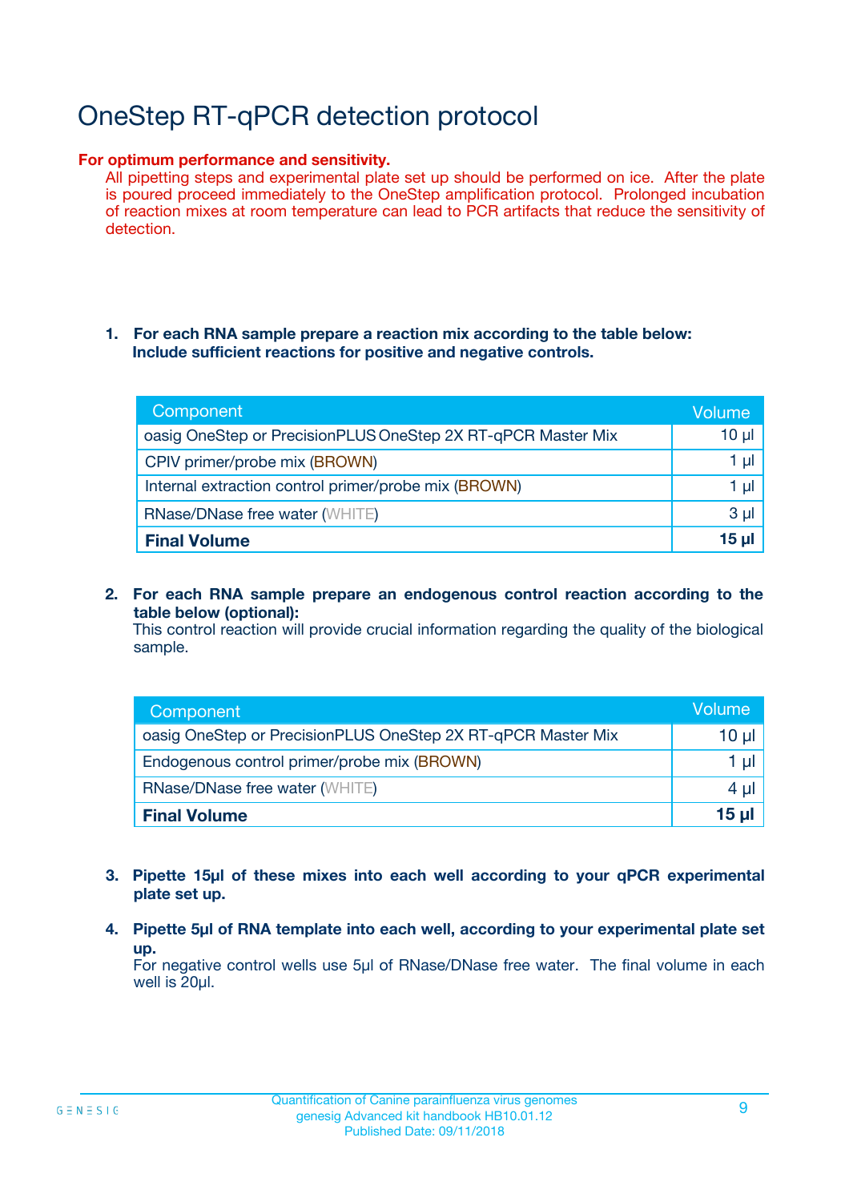# OneStep RT-qPCR detection protocol

**For optimum performance and sensitivity.**
All pipetting steps and experimental plate set up should be performed on ice. After the plate is poured proceed immediately to the OneStep amplification protocol. Prolonged incubation of reaction mixes at room temperature can lead to PCR artifacts that reduce the sensitivity of detection.

1. **For each RNA sample prepare a reaction mix according to the table below: Include sufficient reactions for positive and negative controls.**

| Component | Volume |
|---|---|
| oasig OneStep or PrecisionPLUS OneStep 2X RT-qPCR Master Mix | 10 µl |
| CPIV primer/probe mix (BROWN) | 1 µl |
| Internal extraction control primer/probe mix (BROWN) | 1 µl |
| RNase/DNase free water (WHITE) | 3 µl |
| **Final Volume** | **15 µl** |

2. **For each RNA sample prepare an endogenous control reaction according to the table below (optional):**
   This control reaction will provide crucial information regarding the quality of the biological sample.

| Component | Volume |
|---|---|
| oasig OneStep or PrecisionPLUS OneStep 2X RT-qPCR Master Mix | 10 µl |
| Endogenous control primer/probe mix (BROWN) | 1 µl |
| RNase/DNase free water (WHITE) | 4 µl |
| **Final Volume** | **15 µl** |

3. **Pipette 15µl of these mixes into each well according to your qPCR experimental plate set up.**

4. **Pipette 5µl of RNA template into each well, according to your experimental plate set up.**
   For negative control wells use 5µl of RNase/DNase free water. The final volume in each well is 20µl.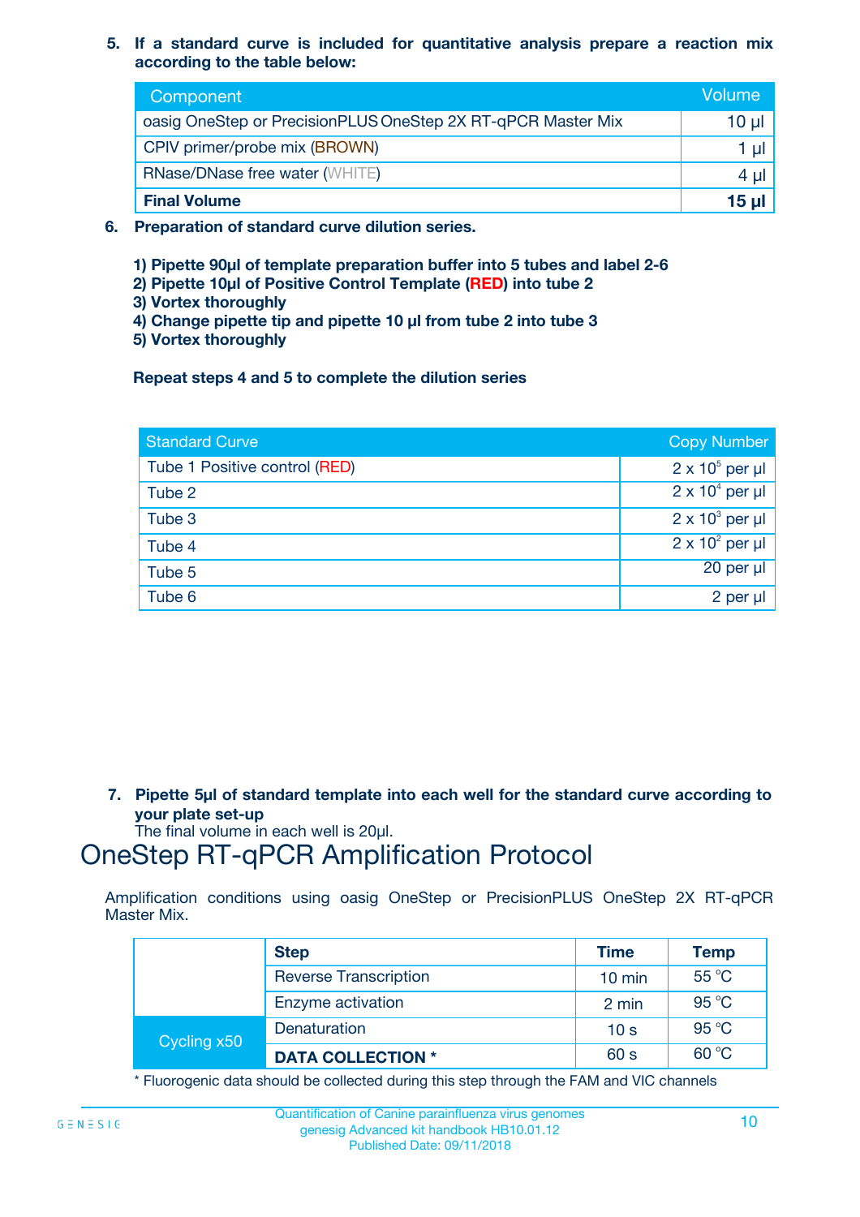5. **If a standard curve is included for quantitative analysis prepare a reaction mix according to the table below:**

| Component | Volume |
|---|---|
| oasig OneStep or PrecisionPLUS OneStep 2X RT-qPCR Master Mix | 10 µl |
| CPIV primer/probe mix (BROWN) | 1 µl |
| RNase/DNase free water (WHITE) | 4 µl |
| **Final Volume** | **15 µl** |

6. **Preparation of standard curve dilution series.**

   **1) Pipette 90µl of template preparation buffer into 5 tubes and label 2-6**
   **2) Pipette 10µl of Positive Control Template (RED) into tube 2**
   **3) Vortex thoroughly**
   **4) Change pipette tip and pipette 10 µl from tube 2 into tube 3**
   **5) Vortex thoroughly**

   **Repeat steps 4 and 5 to complete the dilution series**

| Standard Curve | Copy Number |
|---|---|
| Tube 1 Positive control (RED) | $2 \times 10^5$ per µl |
| Tube 2 | $2 \times 10^4$ per µl |
| Tube 3 | $2 \times 10^3$ per µl |
| Tube 4 | $2 \times 10^2$ per µl |
| Tube 5 | 20 per µl |
| Tube 6 | 2 per µl |

7. **Pipette 5µl of standard template into each well for the standard curve according to your plate set-up**
   The final volume in each well is 20µl.

# OneStep RT-qPCR Amplification Protocol

Amplification conditions using oasig OneStep or PrecisionPLUS OneStep 2X RT-qPCR Master Mix.

| | Step | Time | Temp |
|---|---|---|---|
| | Reverse Transcription | 10 min | 55 °C |
| | Enzyme activation | 2 min | 95 °C |
| Cycling x50 | Denaturation | 10 s | 95 °C |
| | **DATA COLLECTION *** | 60 s | 60 °C |

* Fluorogenic data should be collected during this step through the FAM and VIC channels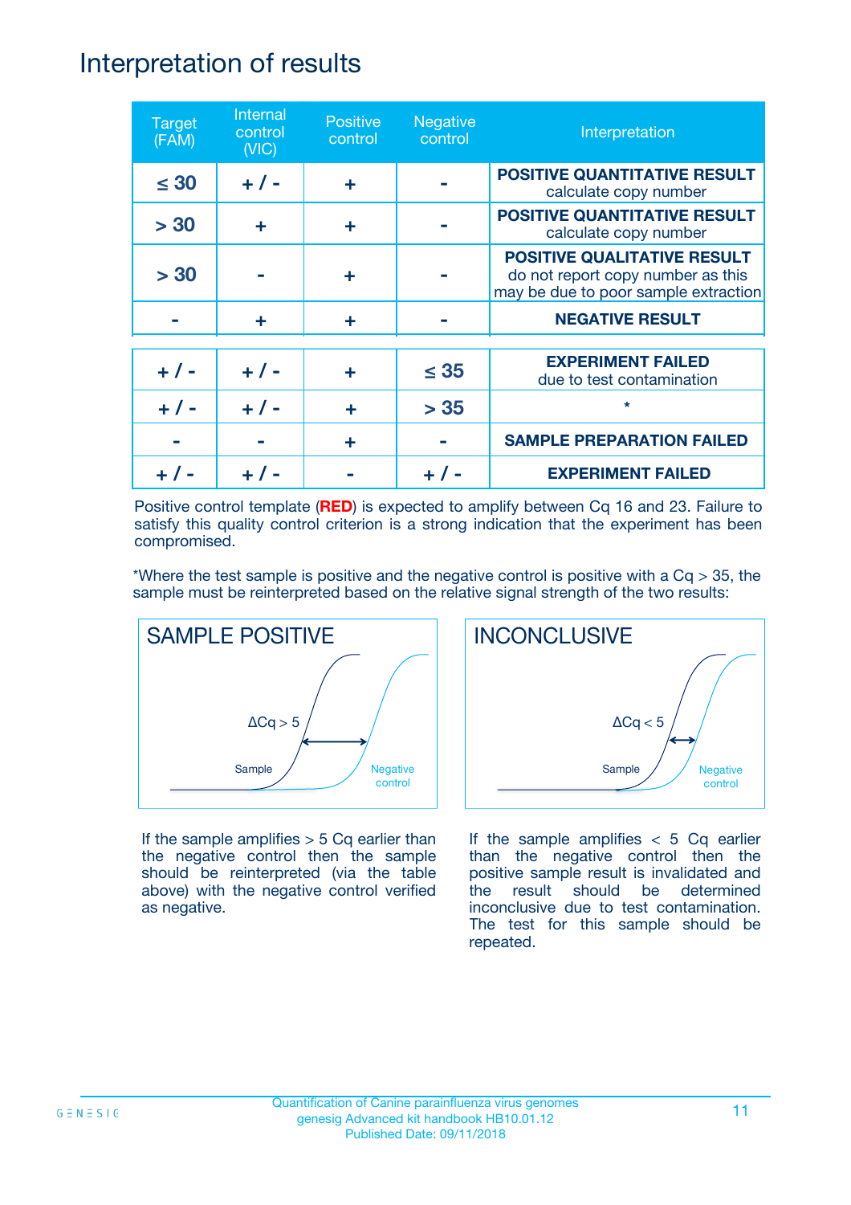# Interpretation of results

| Target (FAM) | Internal control (VIC) | Positive control | Negative control | Interpretation |
|---|---|---|---|---|
| ≤ 30 | + / - | + | - | **POSITIVE QUANTITATIVE RESULT** calculate copy number |
| > 30 | + | + | - | **POSITIVE QUANTITATIVE RESULT** calculate copy number |
| > 30 | - | + | - | **POSITIVE QUALITATIVE RESULT** do not report copy number as this may be due to poor sample extraction |
| - | + | + | - | **NEGATIVE RESULT** |
| + / - | + / - | + | ≤ 35 | **EXPERIMENT FAILED** due to test contamination |
| + / - | + / - | + | > 35 | * |
| - | - | + | - | **SAMPLE PREPARATION FAILED** |
| + / - | + / - | - | + / - | **EXPERIMENT FAILED** |

Positive control template (**RED**) is expected to amplify between Cq 16 and 23. Failure to satisfy this quality control criterion is a strong indication that the experiment has been compromised.

*Where the test sample is positive and the negative control is positive with a Cq > 35, the sample must be reinterpreted based on the relative signal strength of the two results:

**SAMPLE POSITIVE**

$\Delta Cq > 5$

Sample — Negative control

If the sample amplifies > 5 Cq earlier than the negative control then the sample should be reinterpreted (via the table above) with the negative control verified as negative.

**INCONCLUSIVE**

$\Delta Cq < 5$

Sample — Negative control

If the sample amplifies < 5 Cq earlier than the negative control then the positive sample result is invalidated and the result should be determined inconclusive due to test contamination. The test for this sample should be repeated.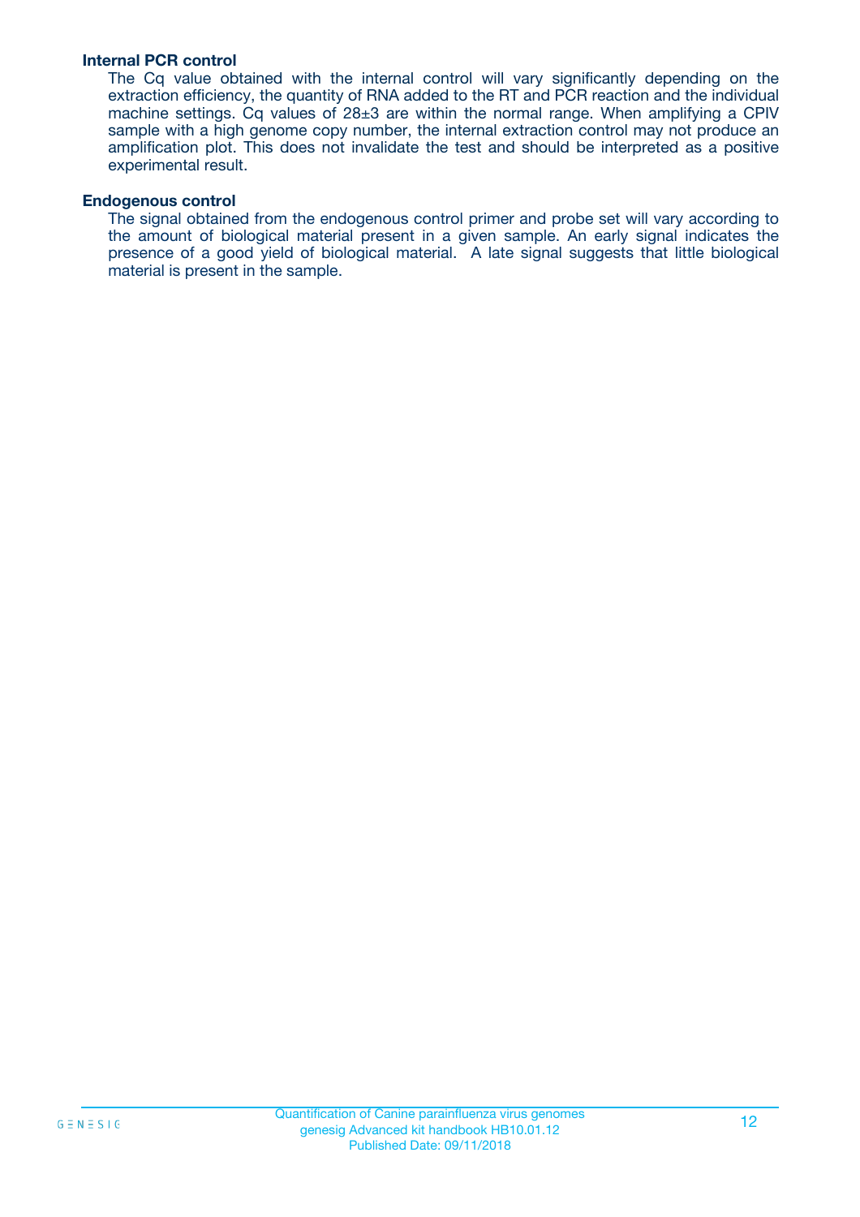**Internal PCR control**

The Cq value obtained with the internal control will vary significantly depending on the extraction efficiency, the quantity of RNA added to the RT and PCR reaction and the individual machine settings. Cq values of 28±3 are within the normal range. When amplifying a CPIV sample with a high genome copy number, the internal extraction control may not produce an amplification plot. This does not invalidate the test and should be interpreted as a positive experimental result.

**Endogenous control**

The signal obtained from the endogenous control primer and probe set will vary according to the amount of biological material present in a given sample. An early signal indicates the presence of a good yield of biological material. A late signal suggests that little biological material is present in the sample.